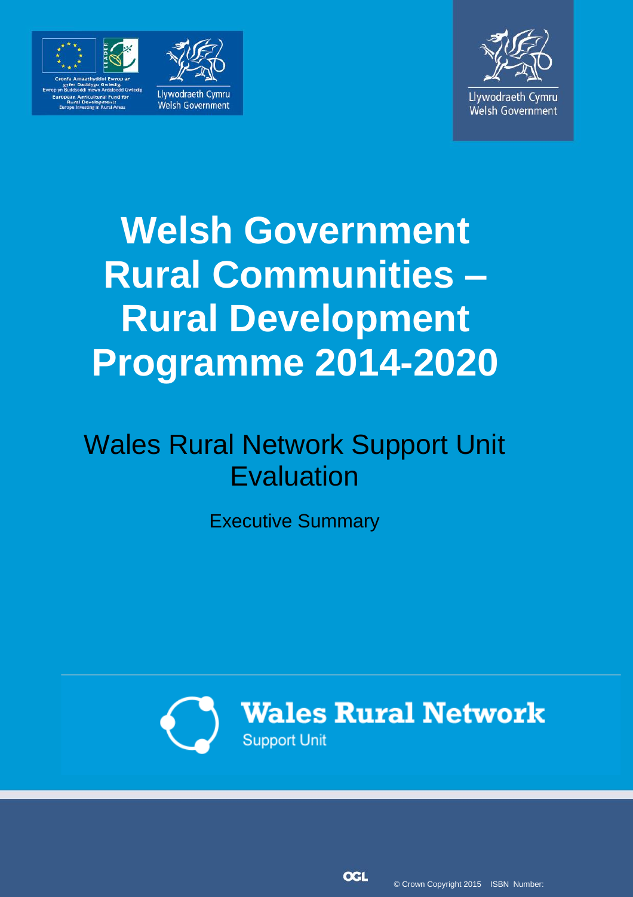# Welsh Government Rural Communities – Rural Development Programme 2014-2020

## Wales Rural Network Support Unit Evaluation

Executive Summary

**Wales Rural Network**
Support Unit

© Crown Copyright 2015 ISBN Number: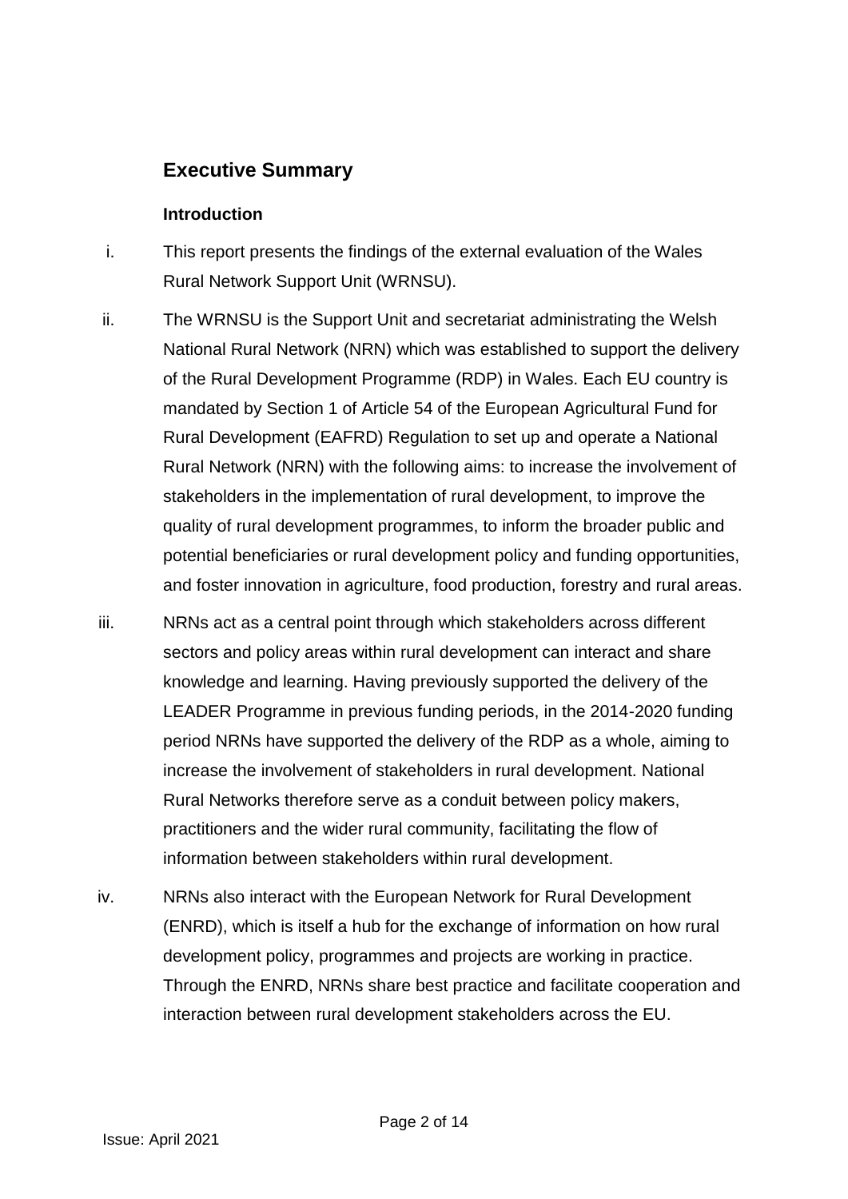## Executive Summary

### Introduction

i. This report presents the findings of the external evaluation of the Wales Rural Network Support Unit (WRNSU).

ii. The WRNSU is the Support Unit and secretariat administrating the Welsh National Rural Network (NRN) which was established to support the delivery of the Rural Development Programme (RDP) in Wales. Each EU country is mandated by Section 1 of Article 54 of the European Agricultural Fund for Rural Development (EAFRD) Regulation to set up and operate a National Rural Network (NRN) with the following aims: to increase the involvement of stakeholders in the implementation of rural development, to improve the quality of rural development programmes, to inform the broader public and potential beneficiaries or rural development policy and funding opportunities, and foster innovation in agriculture, food production, forestry and rural areas.

iii. NRNs act as a central point through which stakeholders across different sectors and policy areas within rural development can interact and share knowledge and learning. Having previously supported the delivery of the LEADER Programme in previous funding periods, in the 2014-2020 funding period NRNs have supported the delivery of the RDP as a whole, aiming to increase the involvement of stakeholders in rural development. National Rural Networks therefore serve as a conduit between policy makers, practitioners and the wider rural community, facilitating the flow of information between stakeholders within rural development.

iv. NRNs also interact with the European Network for Rural Development (ENRD), which is itself a hub for the exchange of information on how rural development policy, programmes and projects are working in practice. Through the ENRD, NRNs share best practice and facilitate cooperation and interaction between rural development stakeholders across the EU.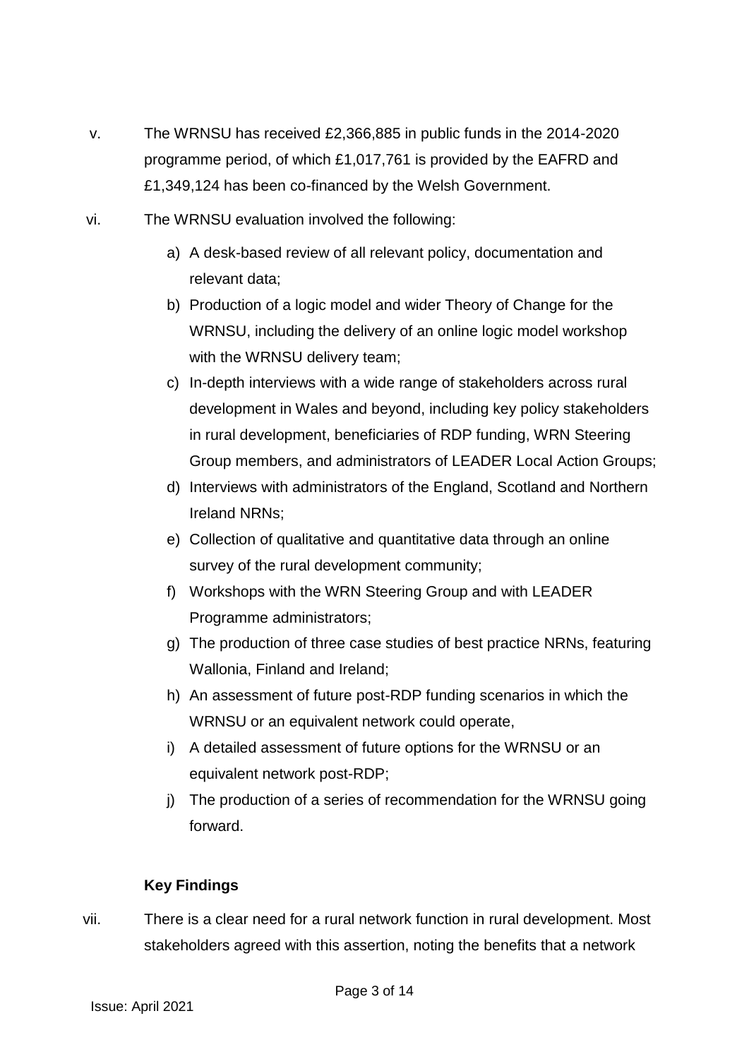v. The WRNSU has received £2,366,885 in public funds in the 2014-2020 programme period, of which £1,017,761 is provided by the EAFRD and £1,349,124 has been co-financed by the Welsh Government.

vi. The WRNSU evaluation involved the following:

   a) A desk-based review of all relevant policy, documentation and relevant data;
   b) Production of a logic model and wider Theory of Change for the WRNSU, including the delivery of an online logic model workshop with the WRNSU delivery team;
   c) In-depth interviews with a wide range of stakeholders across rural development in Wales and beyond, including key policy stakeholders in rural development, beneficiaries of RDP funding, WRN Steering Group members, and administrators of LEADER Local Action Groups;
   d) Interviews with administrators of the England, Scotland and Northern Ireland NRNs;
   e) Collection of qualitative and quantitative data through an online survey of the rural development community;
   f) Workshops with the WRN Steering Group and with LEADER Programme administrators;
   g) The production of three case studies of best practice NRNs, featuring Wallonia, Finland and Ireland;
   h) An assessment of future post-RDP funding scenarios in which the WRNSU or an equivalent network could operate,
   i) A detailed assessment of future options for the WRNSU or an equivalent network post-RDP;
   j) The production of a series of recommendation for the WRNSU going forward.

**Key Findings**

vii. There is a clear need for a rural network function in rural development. Most stakeholders agreed with this assertion, noting the benefits that a network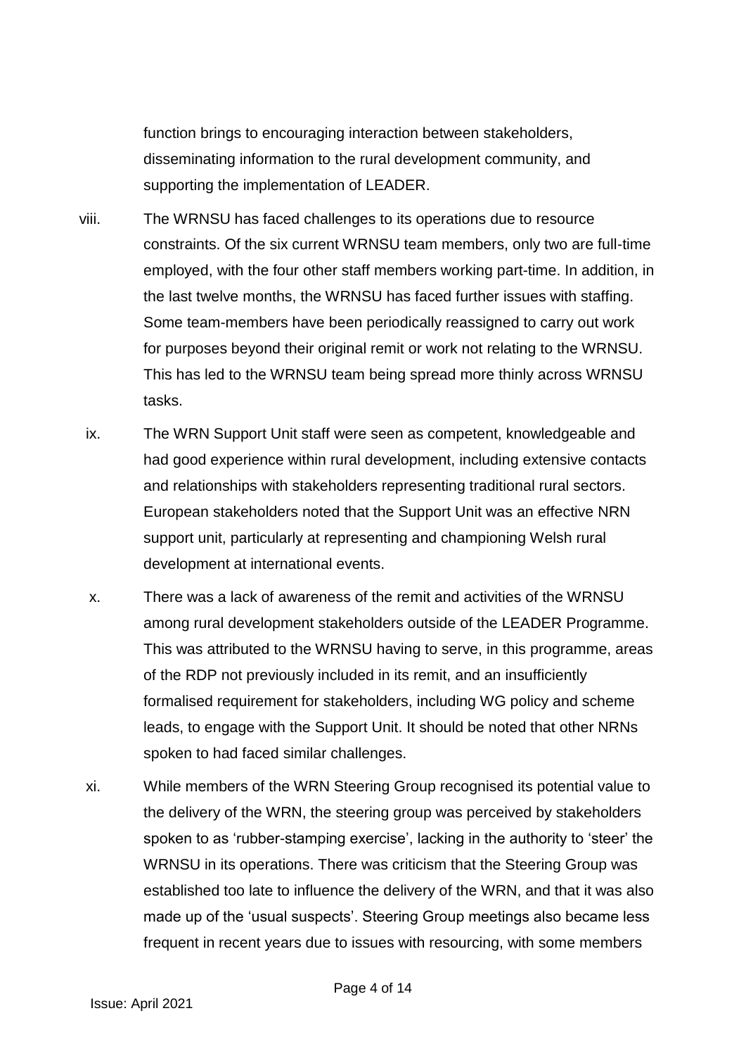function brings to encouraging interaction between stakeholders, disseminating information to the rural development community, and supporting the implementation of LEADER.

viii. The WRNSU has faced challenges to its operations due to resource constraints. Of the six current WRNSU team members, only two are full-time employed, with the four other staff members working part-time. In addition, in the last twelve months, the WRNSU has faced further issues with staffing. Some team-members have been periodically reassigned to carry out work for purposes beyond their original remit or work not relating to the WRNSU. This has led to the WRNSU team being spread more thinly across WRNSU tasks.

ix. The WRN Support Unit staff were seen as competent, knowledgeable and had good experience within rural development, including extensive contacts and relationships with stakeholders representing traditional rural sectors. European stakeholders noted that the Support Unit was an effective NRN support unit, particularly at representing and championing Welsh rural development at international events.

x. There was a lack of awareness of the remit and activities of the WRNSU among rural development stakeholders outside of the LEADER Programme. This was attributed to the WRNSU having to serve, in this programme, areas of the RDP not previously included in its remit, and an insufficiently formalised requirement for stakeholders, including WG policy and scheme leads, to engage with the Support Unit. It should be noted that other NRNs spoken to had faced similar challenges.

xi. While members of the WRN Steering Group recognised its potential value to the delivery of the WRN, the steering group was perceived by stakeholders spoken to as 'rubber-stamping exercise', lacking in the authority to 'steer' the WRNSU in its operations. There was criticism that the Steering Group was established too late to influence the delivery of the WRN, and that it was also made up of the 'usual suspects'. Steering Group meetings also became less frequent in recent years due to issues with resourcing, with some members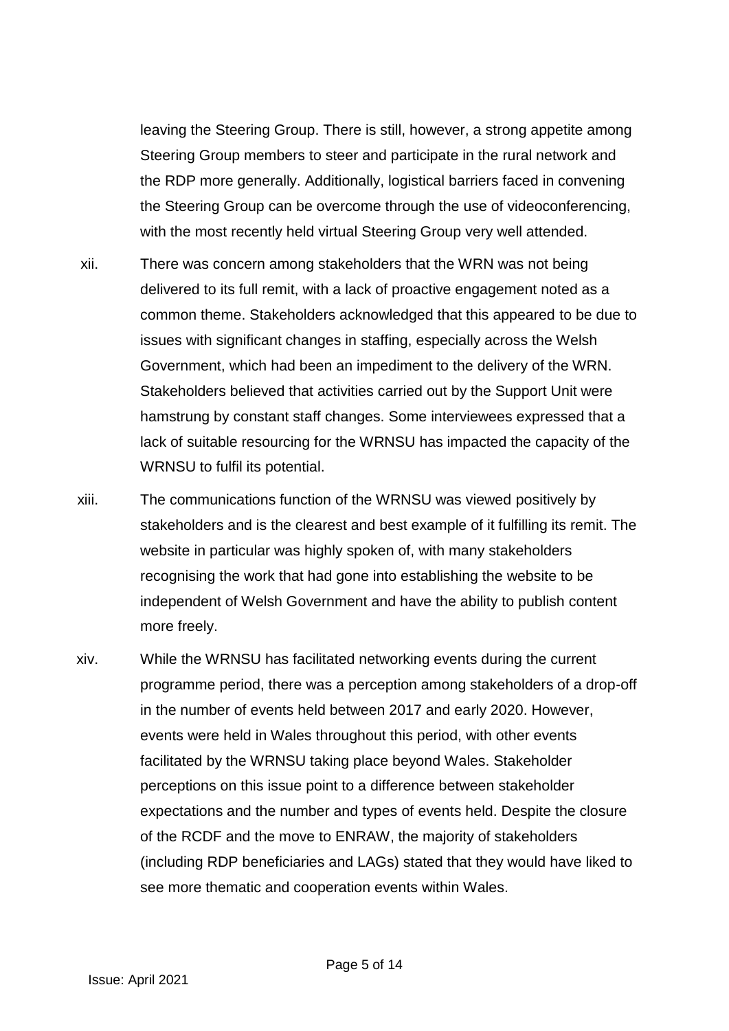leaving the Steering Group. There is still, however, a strong appetite among Steering Group members to steer and participate in the rural network and the RDP more generally. Additionally, logistical barriers faced in convening the Steering Group can be overcome through the use of videoconferencing, with the most recently held virtual Steering Group very well attended.

xii. There was concern among stakeholders that the WRN was not being delivered to its full remit, with a lack of proactive engagement noted as a common theme. Stakeholders acknowledged that this appeared to be due to issues with significant changes in staffing, especially across the Welsh Government, which had been an impediment to the delivery of the WRN. Stakeholders believed that activities carried out by the Support Unit were hamstrung by constant staff changes. Some interviewees expressed that a lack of suitable resourcing for the WRNSU has impacted the capacity of the WRNSU to fulfil its potential.

xiii. The communications function of the WRNSU was viewed positively by stakeholders and is the clearest and best example of it fulfilling its remit. The website in particular was highly spoken of, with many stakeholders recognising the work that had gone into establishing the website to be independent of Welsh Government and have the ability to publish content more freely.

xiv. While the WRNSU has facilitated networking events during the current programme period, there was a perception among stakeholders of a drop-off in the number of events held between 2017 and early 2020. However, events were held in Wales throughout this period, with other events facilitated by the WRNSU taking place beyond Wales. Stakeholder perceptions on this issue point to a difference between stakeholder expectations and the number and types of events held. Despite the closure of the RCDF and the move to ENRAW, the majority of stakeholders (including RDP beneficiaries and LAGs) stated that they would have liked to see more thematic and cooperation events within Wales.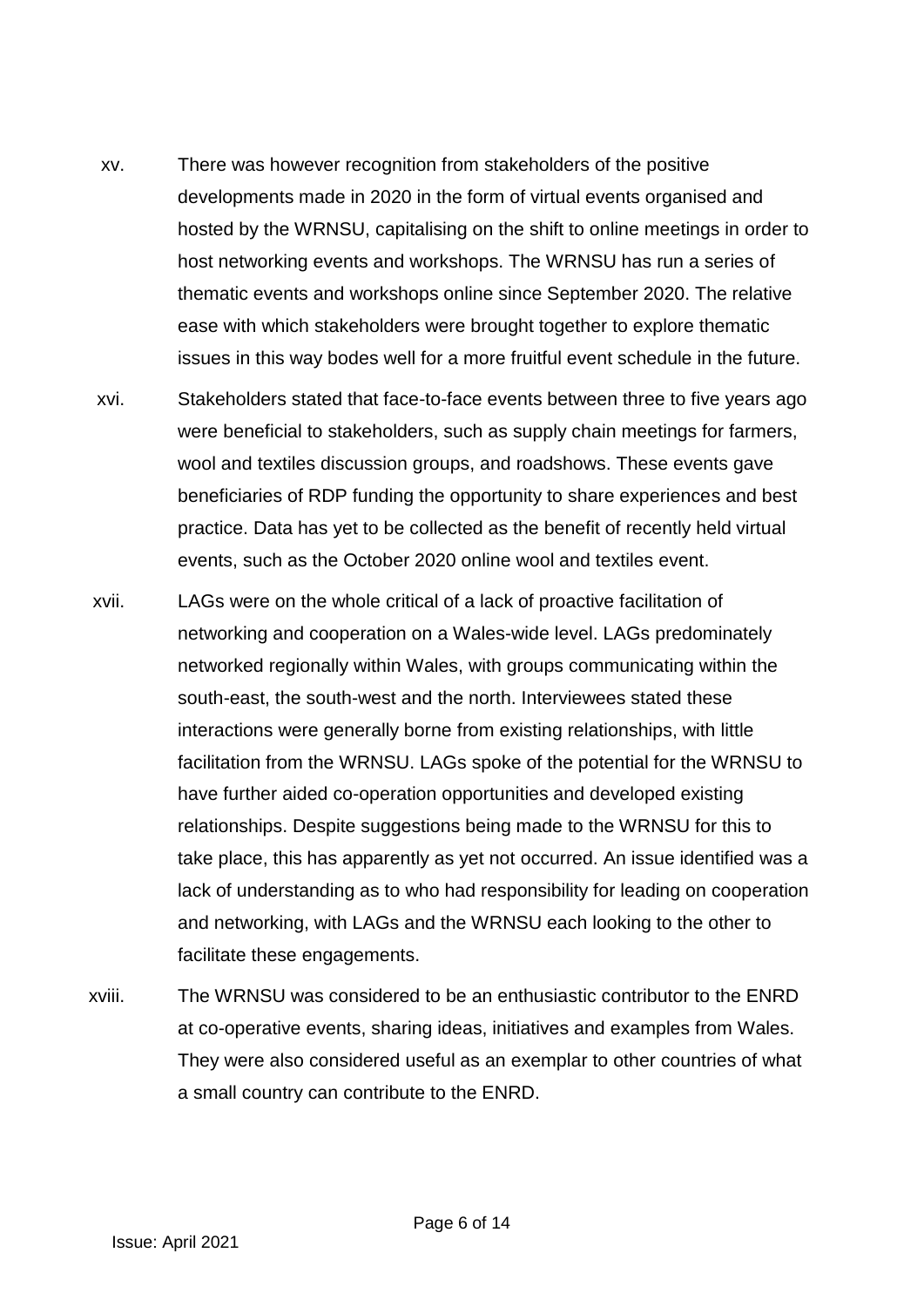xv. There was however recognition from stakeholders of the positive developments made in 2020 in the form of virtual events organised and hosted by the WRNSU, capitalising on the shift to online meetings in order to host networking events and workshops. The WRNSU has run a series of thematic events and workshops online since September 2020. The relative ease with which stakeholders were brought together to explore thematic issues in this way bodes well for a more fruitful event schedule in the future.

xvi. Stakeholders stated that face-to-face events between three to five years ago were beneficial to stakeholders, such as supply chain meetings for farmers, wool and textiles discussion groups, and roadshows. These events gave beneficiaries of RDP funding the opportunity to share experiences and best practice. Data has yet to be collected as the benefit of recently held virtual events, such as the October 2020 online wool and textiles event.

xvii. LAGs were on the whole critical of a lack of proactive facilitation of networking and cooperation on a Wales-wide level. LAGs predominately networked regionally within Wales, with groups communicating within the south-east, the south-west and the north. Interviewees stated these interactions were generally borne from existing relationships, with little facilitation from the WRNSU. LAGs spoke of the potential for the WRNSU to have further aided co-operation opportunities and developed existing relationships. Despite suggestions being made to the WRNSU for this to take place, this has apparently as yet not occurred. An issue identified was a lack of understanding as to who had responsibility for leading on cooperation and networking, with LAGs and the WRNSU each looking to the other to facilitate these engagements.

xviii. The WRNSU was considered to be an enthusiastic contributor to the ENRD at co-operative events, sharing ideas, initiatives and examples from Wales. They were also considered useful as an exemplar to other countries of what a small country can contribute to the ENRD.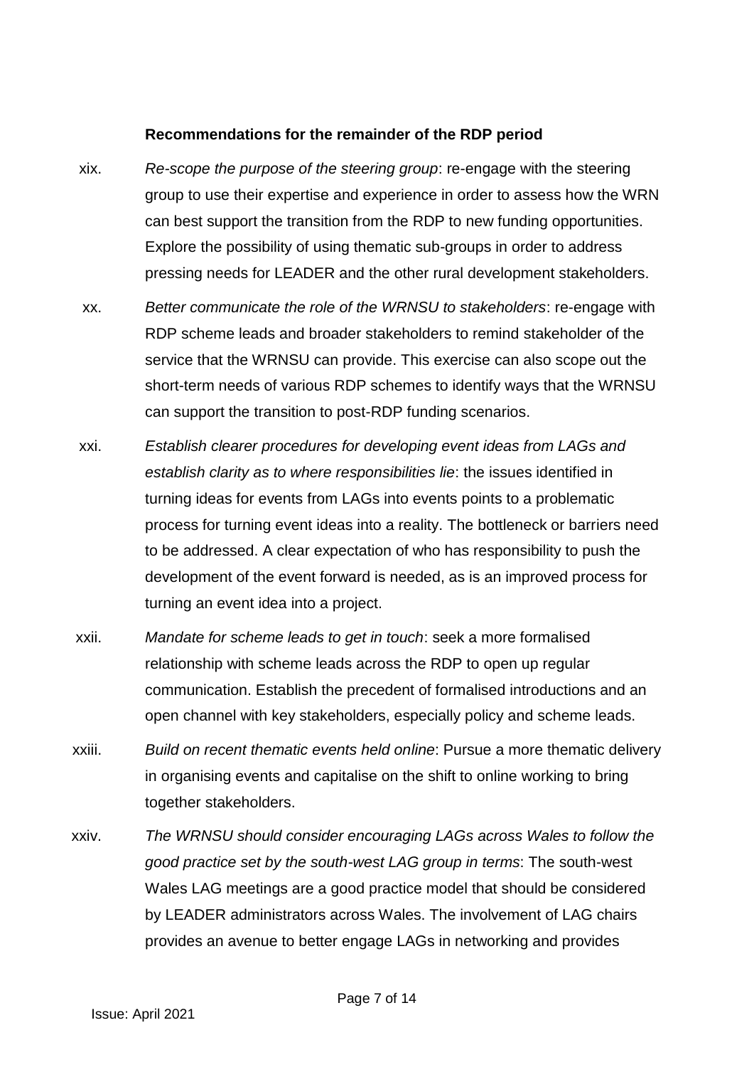**Recommendations for the remainder of the RDP period**

xix. *Re-scope the purpose of the steering group*: re-engage with the steering group to use their expertise and experience in order to assess how the WRN can best support the transition from the RDP to new funding opportunities. Explore the possibility of using thematic sub-groups in order to address pressing needs for LEADER and the other rural development stakeholders.

xx. *Better communicate the role of the WRNSU to stakeholders*: re-engage with RDP scheme leads and broader stakeholders to remind stakeholder of the service that the WRNSU can provide. This exercise can also scope out the short-term needs of various RDP schemes to identify ways that the WRNSU can support the transition to post-RDP funding scenarios.

xxi. *Establish clearer procedures for developing event ideas from LAGs and establish clarity as to where responsibilities lie*: the issues identified in turning ideas for events from LAGs into events points to a problematic process for turning event ideas into a reality. The bottleneck or barriers need to be addressed. A clear expectation of who has responsibility to push the development of the event forward is needed, as is an improved process for turning an event idea into a project.

xxii. *Mandate for scheme leads to get in touch*: seek a more formalised relationship with scheme leads across the RDP to open up regular communication. Establish the precedent of formalised introductions and an open channel with key stakeholders, especially policy and scheme leads.

xxiii. *Build on recent thematic events held online*: Pursue a more thematic delivery in organising events and capitalise on the shift to online working to bring together stakeholders.

xxiv. *The WRNSU should consider encouraging LAGs across Wales to follow the good practice set by the south-west LAG group in terms*: The south-west Wales LAG meetings are a good practice model that should be considered by LEADER administrators across Wales. The involvement of LAG chairs provides an avenue to better engage LAGs in networking and provides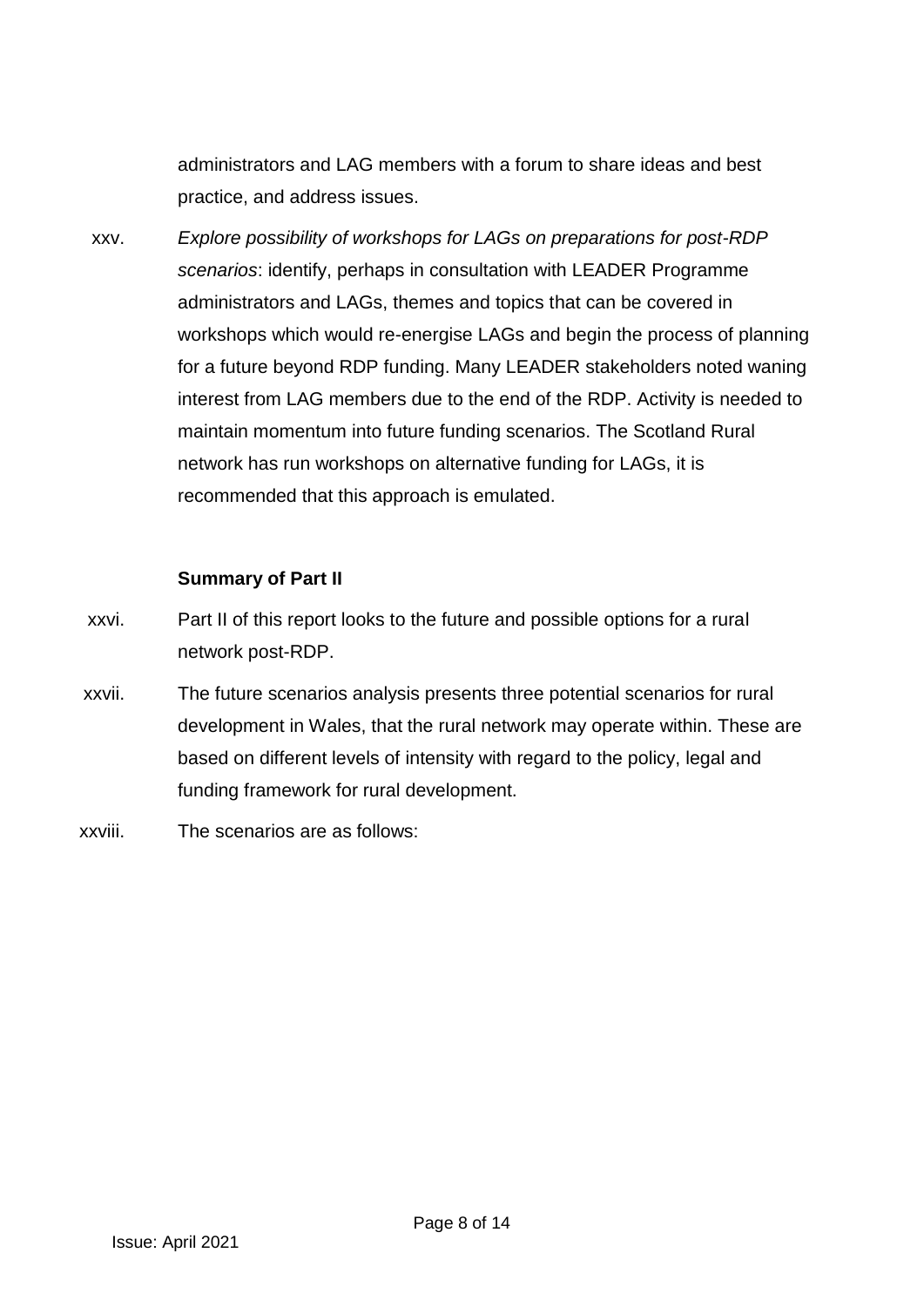administrators and LAG members with a forum to share ideas and best practice, and address issues.

xxv. *Explore possibility of workshops for LAGs on preparations for post-RDP scenarios*: identify, perhaps in consultation with LEADER Programme administrators and LAGs, themes and topics that can be covered in workshops which would re-energise LAGs and begin the process of planning for a future beyond RDP funding. Many LEADER stakeholders noted waning interest from LAG members due to the end of the RDP. Activity is needed to maintain momentum into future funding scenarios. The Scotland Rural network has run workshops on alternative funding for LAGs, it is recommended that this approach is emulated.

**Summary of Part II**

xxvi. Part II of this report looks to the future and possible options for a rural network post-RDP.

xxvii. The future scenarios analysis presents three potential scenarios for rural development in Wales, that the rural network may operate within. These are based on different levels of intensity with regard to the policy, legal and funding framework for rural development.

xxviii. The scenarios are as follows: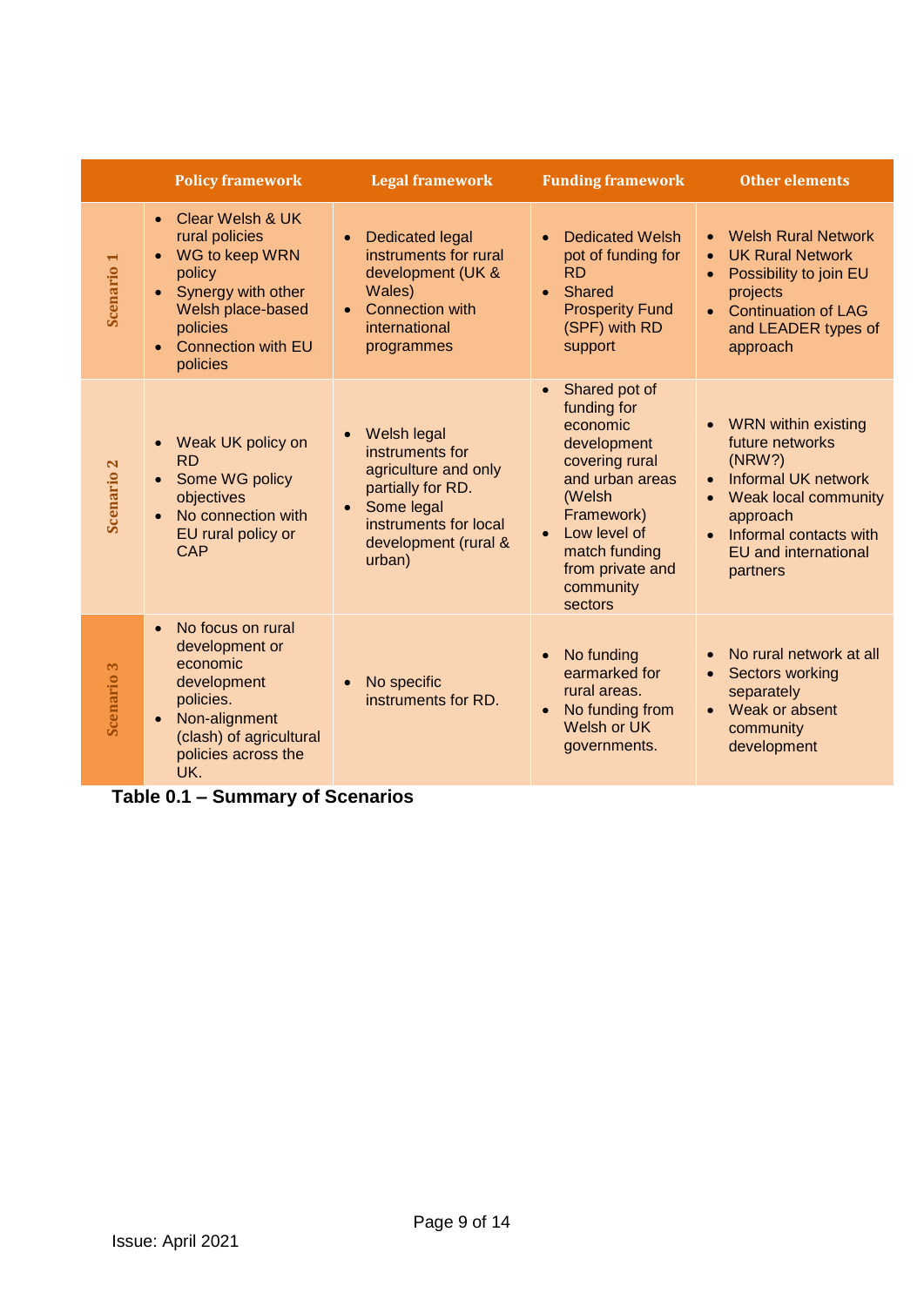|  | Policy framework | Legal framework | Funding framework | Other elements |
|---|---|---|---|---|
| Scenario 1 | • Clear Welsh & UK rural policies<br>• WG to keep WRN policy<br>• Synergy with other Welsh place-based policies<br>• Connection with EU policies | • Dedicated legal instruments for rural development (UK & Wales)<br>• Connection with international programmes | • Dedicated Welsh pot of funding for RD<br>• Shared Prosperity Fund (SPF) with RD support | • Welsh Rural Network<br>• UK Rural Network<br>• Possibility to join EU projects<br>• Continuation of LAG and LEADER types of approach |
| Scenario 2 | • Weak UK policy on RD<br>• Some WG policy objectives<br>• No connection with EU rural policy or CAP | • Welsh legal instruments for agriculture and only partially for RD.<br>• Some legal instruments for local development (rural & urban) | • Shared pot of funding for economic development covering rural and urban areas (Welsh Framework)<br>• Low level of match funding from private and community sectors | • WRN within existing future networks (NRW?)<br>• Informal UK network<br>• Weak local community approach<br>• Informal contacts with EU and international partners |
| Scenario 3 | • No focus on rural development or economic development policies.<br>• Non-alignment (clash) of agricultural policies across the UK. | • No specific instruments for RD. | • No funding earmarked for rural areas.<br>• No funding from Welsh or UK governments. | • No rural network at all<br>• Sectors working separately<br>• Weak or absent community development |

**Table 0.1 – Summary of Scenarios**

Issue: April 2021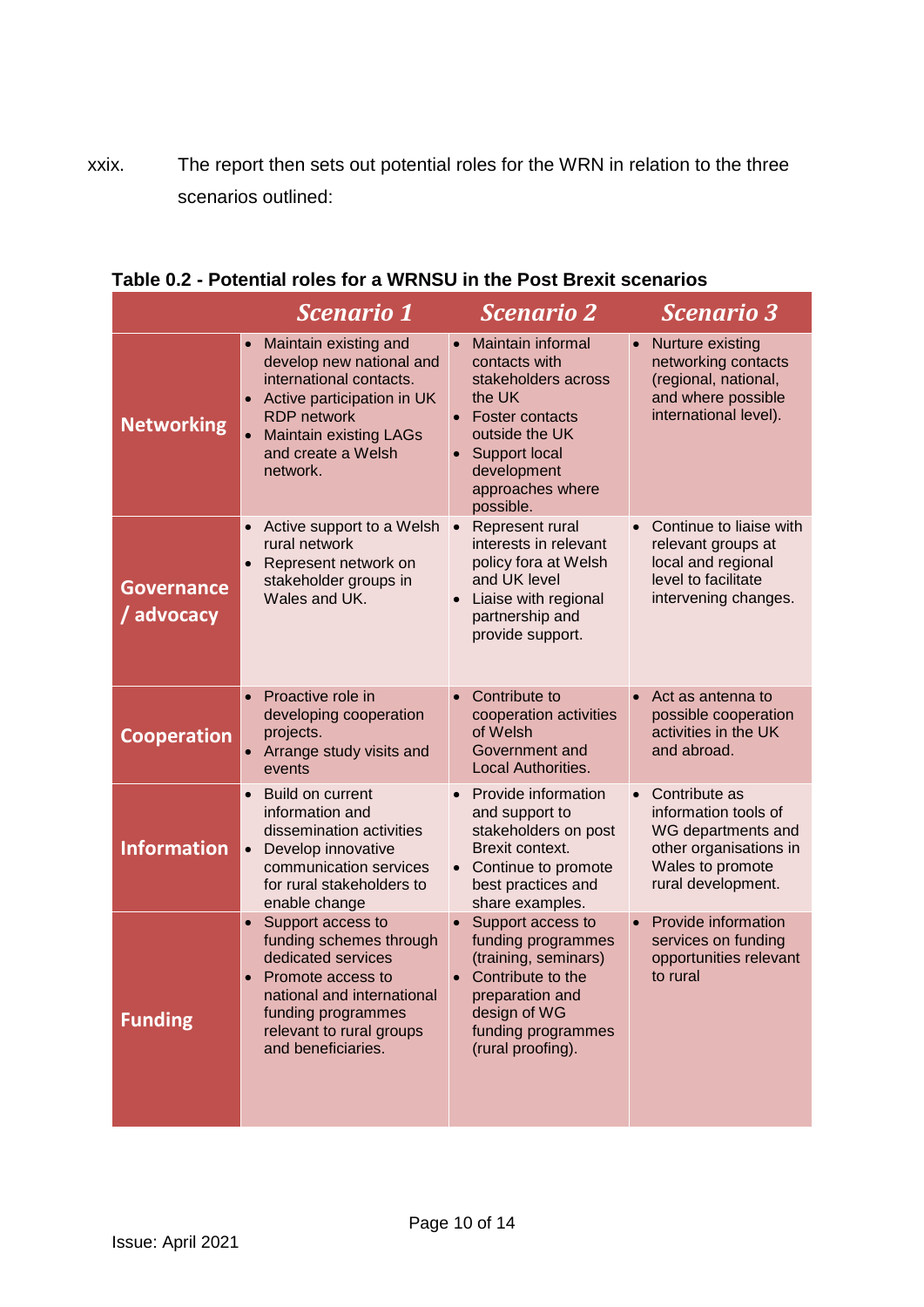xxix. The report then sets out potential roles for the WRN in relation to the three scenarios outlined:

**Table 0.2 - Potential roles for a WRNSU in the Post Brexit scenarios**

| | *Scenario 1* | *Scenario 2* | *Scenario 3* |
|---|---|---|---|
| **Networking** | • Maintain existing and develop new national and international contacts.<br>• Active participation in UK RDP network<br>• Maintain existing LAGs and create a Welsh network. | • Maintain informal contacts with stakeholders across the UK<br>• Foster contacts outside the UK<br>• Support local development approaches where possible. | • Nurture existing networking contacts (regional, national, and where possible international level). |
| **Governance / advocacy** | • Active support to a Welsh rural network<br>• Represent network on stakeholder groups in Wales and UK. | • Represent rural interests in relevant policy fora at Welsh and UK level<br>• Liaise with regional partnership and provide support. | • Continue to liaise with relevant groups at local and regional level to facilitate intervening changes. |
| **Cooperation** | • Proactive role in developing cooperation projects.<br>• Arrange study visits and events | • Contribute to cooperation activities of Welsh Government and Local Authorities. | • Act as antenna to possible cooperation activities in the UK and abroad. |
| **Information** | • Build on current information and dissemination activities<br>• Develop innovative communication services for rural stakeholders to enable change | • Provide information and support to stakeholders on post Brexit context.<br>• Continue to promote best practices and share examples. | • Contribute as information tools of WG departments and other organisations in Wales to promote rural development. |
| **Funding** | • Support access to funding schemes through dedicated services<br>• Promote access to national and international funding programmes relevant to rural groups and beneficiaries. | • Support access to funding programmes (training, seminars)<br>• Contribute to the preparation and design of WG funding programmes (rural proofing). | • Provide information services on funding opportunities relevant to rural |

Issue: April 2021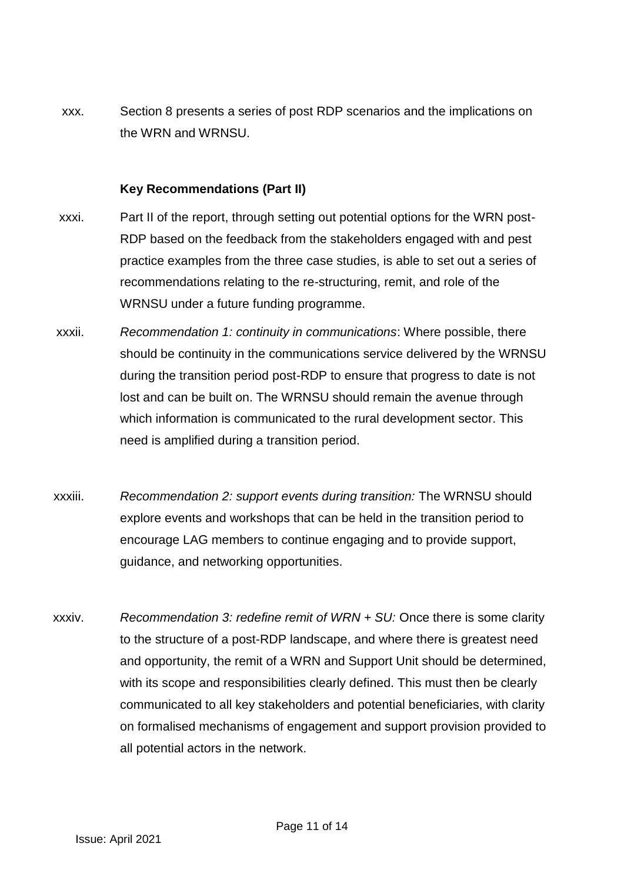xxx. Section 8 presents a series of post RDP scenarios and the implications on the WRN and WRNSU.

**Key Recommendations (Part II)**

xxxi. Part II of the report, through setting out potential options for the WRN post-RDP based on the feedback from the stakeholders engaged with and pest practice examples from the three case studies, is able to set out a series of recommendations relating to the re-structuring, remit, and role of the WRNSU under a future funding programme.

xxxii. *Recommendation 1: continuity in communications*: Where possible, there should be continuity in the communications service delivered by the WRNSU during the transition period post-RDP to ensure that progress to date is not lost and can be built on. The WRNSU should remain the avenue through which information is communicated to the rural development sector. This need is amplified during a transition period.

xxxiii. *Recommendation 2: support events during transition:* The WRNSU should explore events and workshops that can be held in the transition period to encourage LAG members to continue engaging and to provide support, guidance, and networking opportunities.

xxxiv. *Recommendation 3: redefine remit of WRN + SU:* Once there is some clarity to the structure of a post-RDP landscape, and where there is greatest need and opportunity, the remit of a WRN and Support Unit should be determined, with its scope and responsibilities clearly defined. This must then be clearly communicated to all key stakeholders and potential beneficiaries, with clarity on formalised mechanisms of engagement and support provision provided to all potential actors in the network.

Issue: April 2021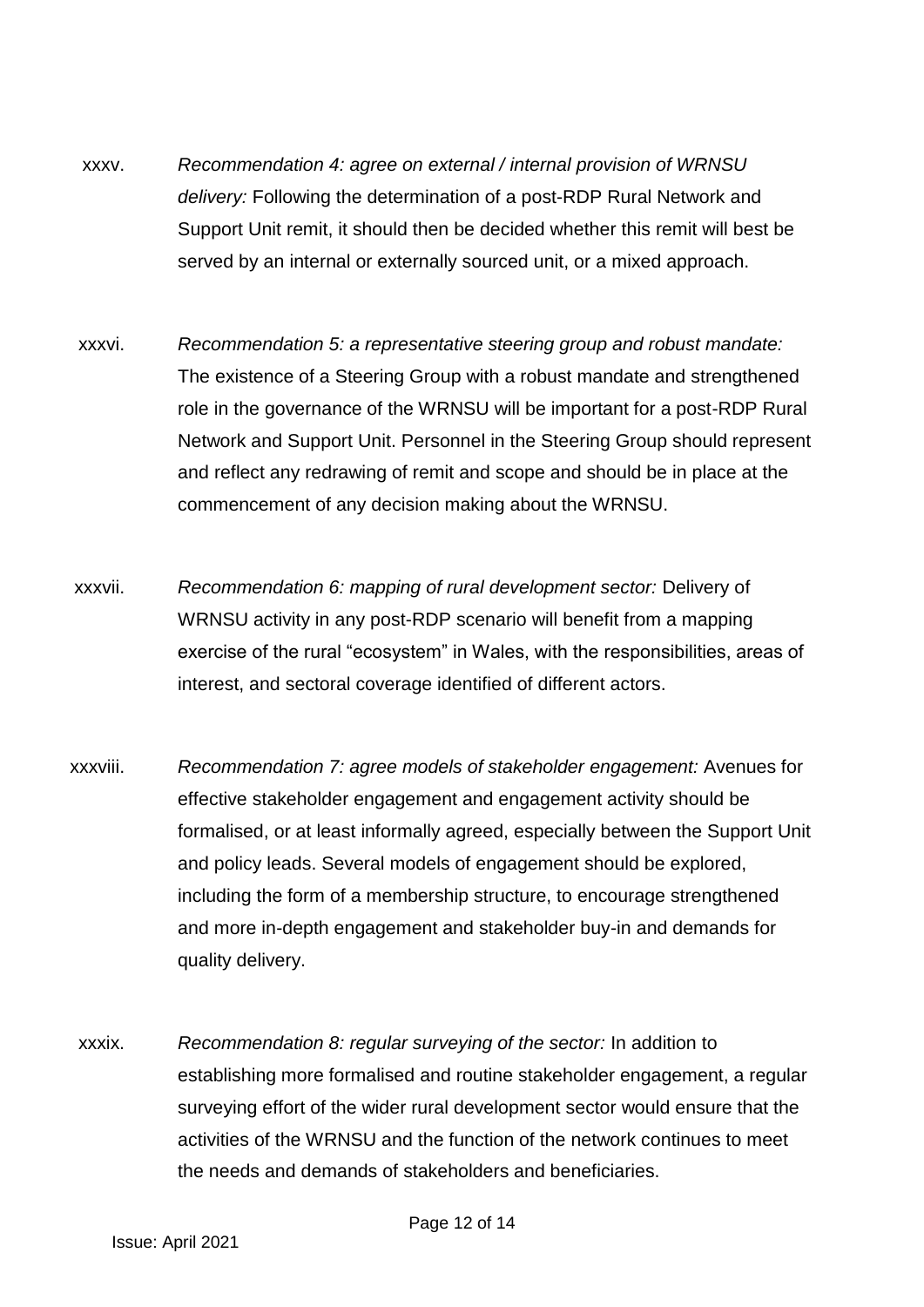xxxv. *Recommendation 4: agree on external / internal provision of WRNSU delivery:* Following the determination of a post-RDP Rural Network and Support Unit remit, it should then be decided whether this remit will best be served by an internal or externally sourced unit, or a mixed approach.

xxxvi. *Recommendation 5: a representative steering group and robust mandate:* The existence of a Steering Group with a robust mandate and strengthened role in the governance of the WRNSU will be important for a post-RDP Rural Network and Support Unit. Personnel in the Steering Group should represent and reflect any redrawing of remit and scope and should be in place at the commencement of any decision making about the WRNSU.

xxxvii. *Recommendation 6: mapping of rural development sector:* Delivery of WRNSU activity in any post-RDP scenario will benefit from a mapping exercise of the rural "ecosystem" in Wales, with the responsibilities, areas of interest, and sectoral coverage identified of different actors.

xxxviii. *Recommendation 7: agree models of stakeholder engagement:* Avenues for effective stakeholder engagement and engagement activity should be formalised, or at least informally agreed, especially between the Support Unit and policy leads. Several models of engagement should be explored, including the form of a membership structure, to encourage strengthened and more in-depth engagement and stakeholder buy-in and demands for quality delivery.

xxxix. *Recommendation 8: regular surveying of the sector:* In addition to establishing more formalised and routine stakeholder engagement, a regular surveying effort of the wider rural development sector would ensure that the activities of the WRNSU and the function of the network continues to meet the needs and demands of stakeholders and beneficiaries.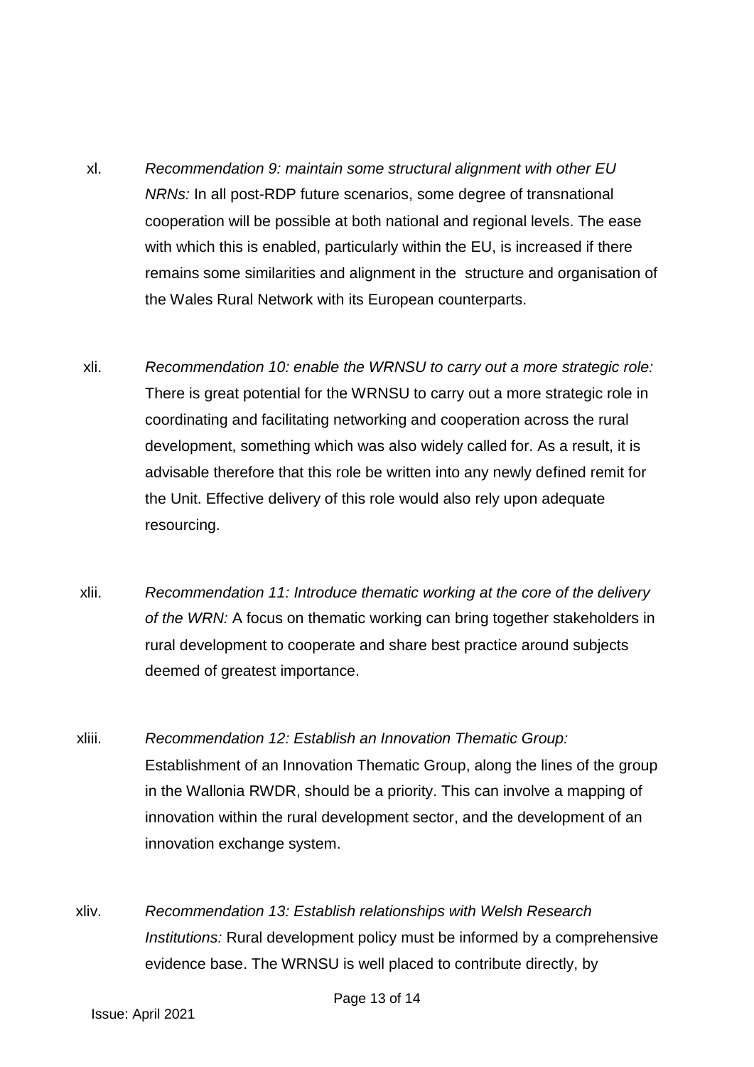xl. *Recommendation 9: maintain some structural alignment with other EU NRNs:* In all post-RDP future scenarios, some degree of transnational cooperation will be possible at both national and regional levels. The ease with which this is enabled, particularly within the EU, is increased if there remains some similarities and alignment in the structure and organisation of the Wales Rural Network with its European counterparts.

xli. *Recommendation 10: enable the WRNSU to carry out a more strategic role:* There is great potential for the WRNSU to carry out a more strategic role in coordinating and facilitating networking and cooperation across the rural development, something which was also widely called for. As a result, it is advisable therefore that this role be written into any newly defined remit for the Unit. Effective delivery of this role would also rely upon adequate resourcing.

xlii. *Recommendation 11: Introduce thematic working at the core of the delivery of the WRN:* A focus on thematic working can bring together stakeholders in rural development to cooperate and share best practice around subjects deemed of greatest importance.

xliii. *Recommendation 12: Establish an Innovation Thematic Group:* Establishment of an Innovation Thematic Group, along the lines of the group in the Wallonia RWDR, should be a priority. This can involve a mapping of innovation within the rural development sector, and the development of an innovation exchange system.

xliv. *Recommendation 13: Establish relationships with Welsh Research Institutions:* Rural development policy must be informed by a comprehensive evidence base. The WRNSU is well placed to contribute directly, by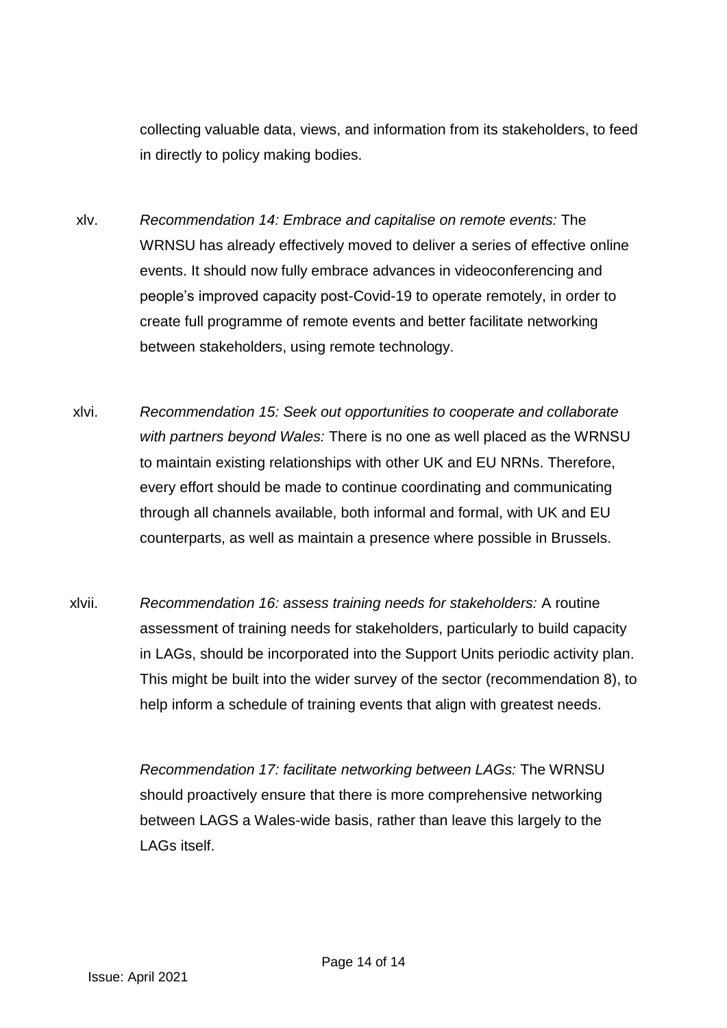collecting valuable data, views, and information from its stakeholders, to feed in directly to policy making bodies.

xlv. *Recommendation 14: Embrace and capitalise on remote events:* The WRNSU has already effectively moved to deliver a series of effective online events. It should now fully embrace advances in videoconferencing and people's improved capacity post-Covid-19 to operate remotely, in order to create full programme of remote events and better facilitate networking between stakeholders, using remote technology.

xlvi. *Recommendation 15: Seek out opportunities to cooperate and collaborate with partners beyond Wales:* There is no one as well placed as the WRNSU to maintain existing relationships with other UK and EU NRNs. Therefore, every effort should be made to continue coordinating and communicating through all channels available, both informal and formal, with UK and EU counterparts, as well as maintain a presence where possible in Brussels.

xlvii. *Recommendation 16: assess training needs for stakeholders:* A routine assessment of training needs for stakeholders, particularly to build capacity in LAGs, should be incorporated into the Support Units periodic activity plan. This might be built into the wider survey of the sector (recommendation 8), to help inform a schedule of training events that align with greatest needs.

*Recommendation 17: facilitate networking between LAGs:* The WRNSU should proactively ensure that there is more comprehensive networking between LAGS a Wales-wide basis, rather than leave this largely to the LAGs itself.

Issue: April 2021